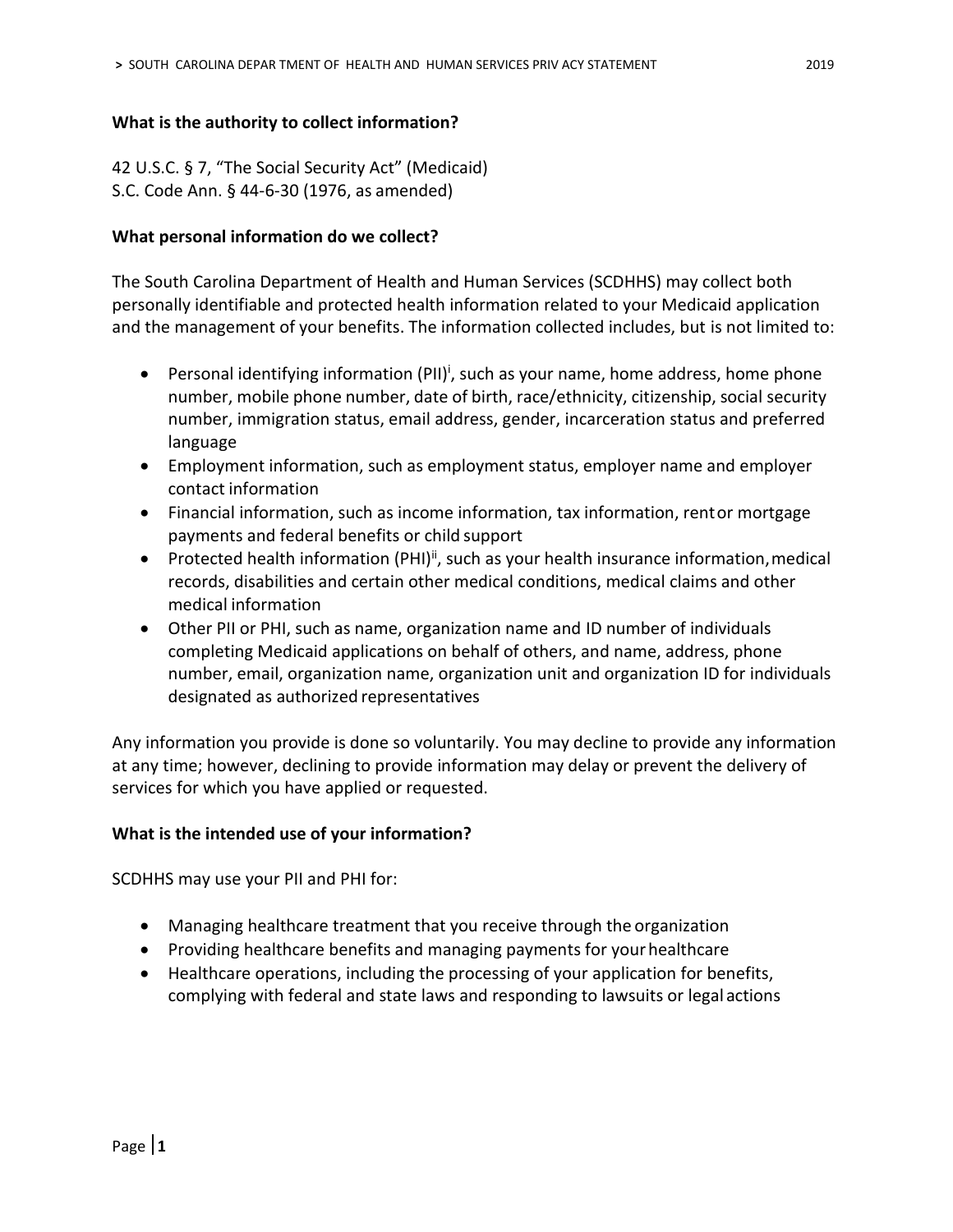### What is the authority to collect information?

42 U.S.C. § 7, "The Social Security Act" (Medicaid)
S.C. Code Ann. § 44-6-30 (1976, as amended)

### What personal information do we collect?

The South Carolina Department of Health and Human Services (SCDHHS) may collect both personally identifiable and protected health information related to your Medicaid application and the management of your benefits. The information collected includes, but is not limited to:

- Personal identifying information (PII)[i], such as your name, home address, home phone number, mobile phone number, date of birth, race/ethnicity, citizenship, social security number, immigration status, email address, gender, incarceration status and preferred language
- Employment information, such as employment status, employer name and employer contact information
- Financial information, such as income information, tax information, rent or mortgage payments and federal benefits or child support
- Protected health information (PHI)[ii], such as your health insurance information, medical records, disabilities and certain other medical conditions, medical claims and other medical information
- Other PII or PHI, such as name, organization name and ID number of individuals completing Medicaid applications on behalf of others, and name, address, phone number, email, organization name, organization unit and organization ID for individuals designated as authorized representatives

Any information you provide is done so voluntarily. You may decline to provide any information at any time; however, declining to provide information may delay or prevent the delivery of services for which you have applied or requested.

### What is the intended use of your information?

SCDHHS may use your PII and PHI for:

- Managing healthcare treatment that you receive through the organization
- Providing healthcare benefits and managing payments for your healthcare
- Healthcare operations, including the processing of your application for benefits, complying with federal and state laws and responding to lawsuits or legal actions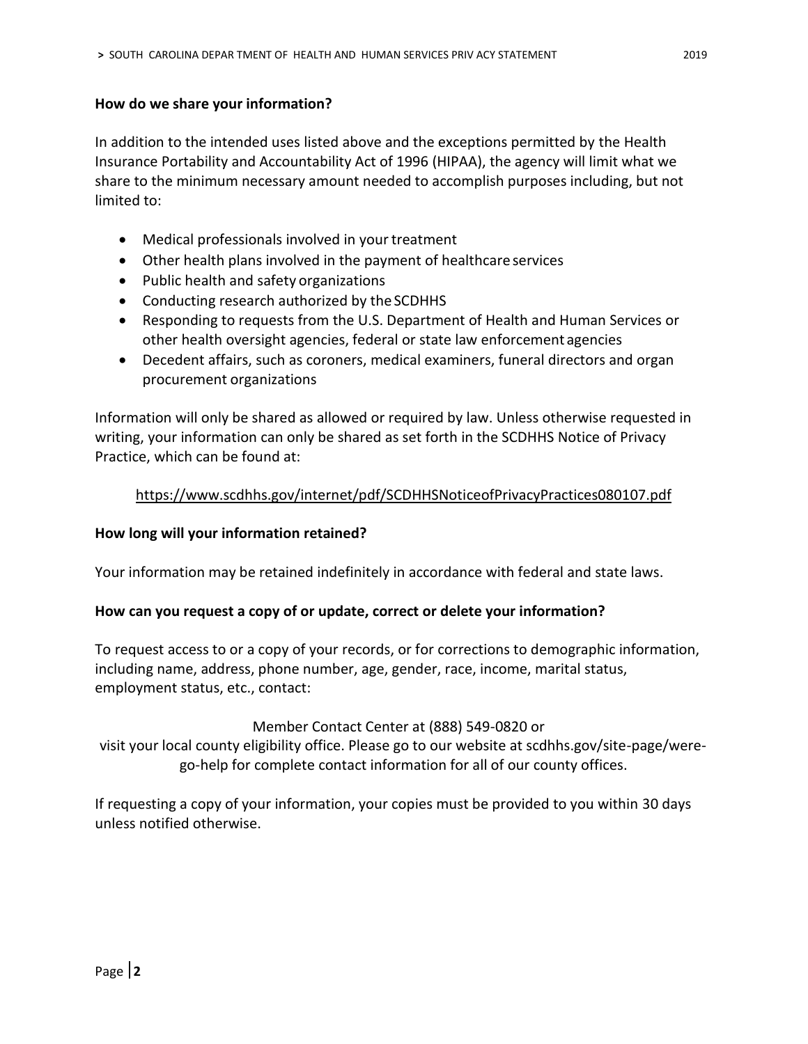**How do we share your information?**

In addition to the intended uses listed above and the exceptions permitted by the Health Insurance Portability and Accountability Act of 1996 (HIPAA), the agency will limit what we share to the minimum necessary amount needed to accomplish purposes including, but not limited to:

- Medical professionals involved in your treatment
- Other health plans involved in the payment of healthcare services
- Public health and safety organizations
- Conducting research authorized by the SCDHHS
- Responding to requests from the U.S. Department of Health and Human Services or other health oversight agencies, federal or state law enforcement agencies
- Decedent affairs, such as coroners, medical examiners, funeral directors and organ procurement organizations

Information will only be shared as allowed or required by law. Unless otherwise requested in writing, your information can only be shared as set forth in the SCDHHS Notice of Privacy Practice, which can be found at:

https://www.scdhhs.gov/internet/pdf/SCDHHSNoticeofPrivacyPractices080107.pdf

**How long will your information retained?**

Your information may be retained indefinitely in accordance with federal and state laws.

**How can you request a copy of or update, correct or delete your information?**

To request access to or a copy of your records, or for corrections to demographic information, including name, address, phone number, age, gender, race, income, marital status, employment status, etc., contact:

Member Contact Center at (888) 549-0820 or visit your local county eligibility office. Please go to our website at scdhhs.gov/site-page/were-go-help for complete contact information for all of our county offices.

If requesting a copy of your information, your copies must be provided to you within 30 days unless notified otherwise.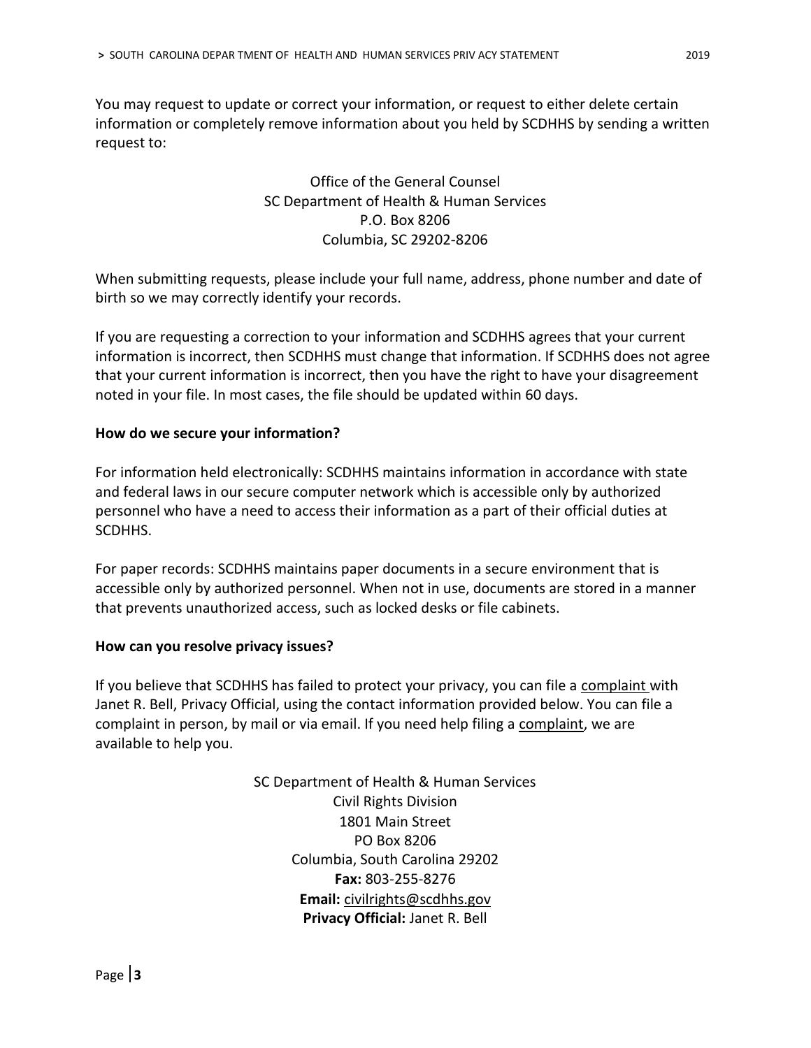You may request to update or correct your information, or request to either delete certain information or completely remove information about you held by SCDHHS by sending a written request to:

Office of the General Counsel
SC Department of Health & Human Services
P.O. Box 8206
Columbia, SC 29202-8206

When submitting requests, please include your full name, address, phone number and date of birth so we may correctly identify your records.

If you are requesting a correction to your information and SCDHHS agrees that your current information is incorrect, then SCDHHS must change that information. If SCDHHS does not agree that your current information is incorrect, then you have the right to have your disagreement noted in your file. In most cases, the file should be updated within 60 days.

**How do we secure your information?**

For information held electronically: SCDHHS maintains information in accordance with state and federal laws in our secure computer network which is accessible only by authorized personnel who have a need to access their information as a part of their official duties at SCDHHS.

For paper records: SCDHHS maintains paper documents in a secure environment that is accessible only by authorized personnel. When not in use, documents are stored in a manner that prevents unauthorized access, such as locked desks or file cabinets.

**How can you resolve privacy issues?**

If you believe that SCDHHS has failed to protect your privacy, you can file a complaint with Janet R. Bell, Privacy Official, using the contact information provided below. You can file a complaint in person, by mail or via email. If you need help filing a complaint, we are available to help you.

SC Department of Health & Human Services
Civil Rights Division
1801 Main Street
PO Box 8206
Columbia, South Carolina 29202
**Fax:** 803-255-8276
**Email:** civilrights@scdhhs.gov
**Privacy Official:** Janet R. Bell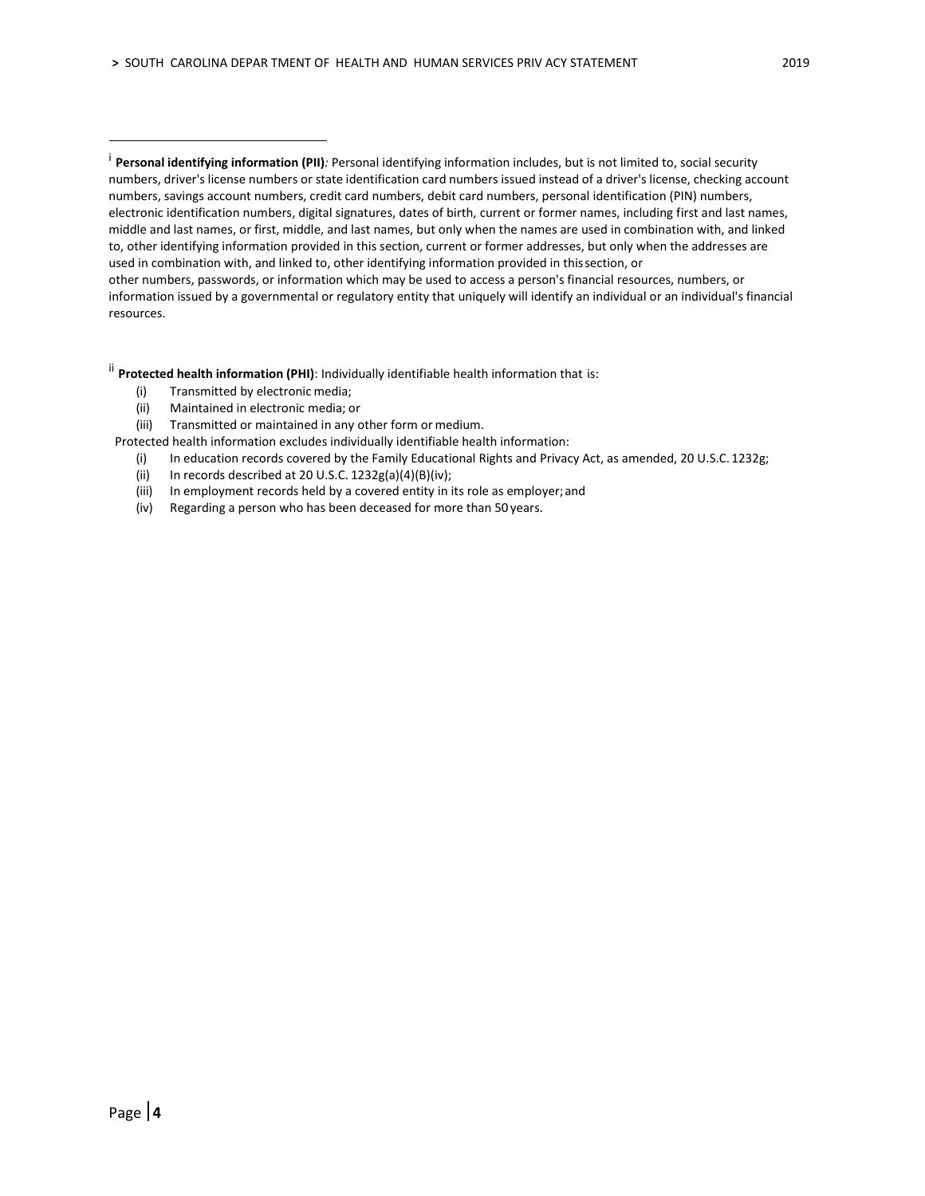[i] **Personal identifying information (PII)***:* Personal identifying information includes, but is not limited to, social security numbers, driver's license numbers or state identification card numbers issued instead of a driver's license, checking account numbers, savings account numbers, credit card numbers, debit card numbers, personal identification (PIN) numbers, electronic identification numbers, digital signatures, dates of birth, current or former names, including first and last names, middle and last names, or first, middle, and last names, but only when the names are used in combination with, and linked to, other identifying information provided in this section, current or former addresses, but only when the addresses are used in combination with, and linked to, other identifying information provided in this section, or other numbers, passwords, or information which may be used to access a person's financial resources, numbers, or information issued by a governmental or regulatory entity that uniquely will identify an individual or an individual's financial resources.

[ii] **Protected health information (PHI)**: Individually identifiable health information that is:

(i) Transmitted by electronic media;
(ii) Maintained in electronic media; or
(iii) Transmitted or maintained in any other form or medium.

Protected health information excludes individually identifiable health information:

(i) In education records covered by the Family Educational Rights and Privacy Act, as amended, 20 U.S.C. 1232g;
(ii) In records described at 20 U.S.C. 1232g(a)(4)(B)(iv);
(iii) In employment records held by a covered entity in its role as employer; and
(iv) Regarding a person who has been deceased for more than 50 years.